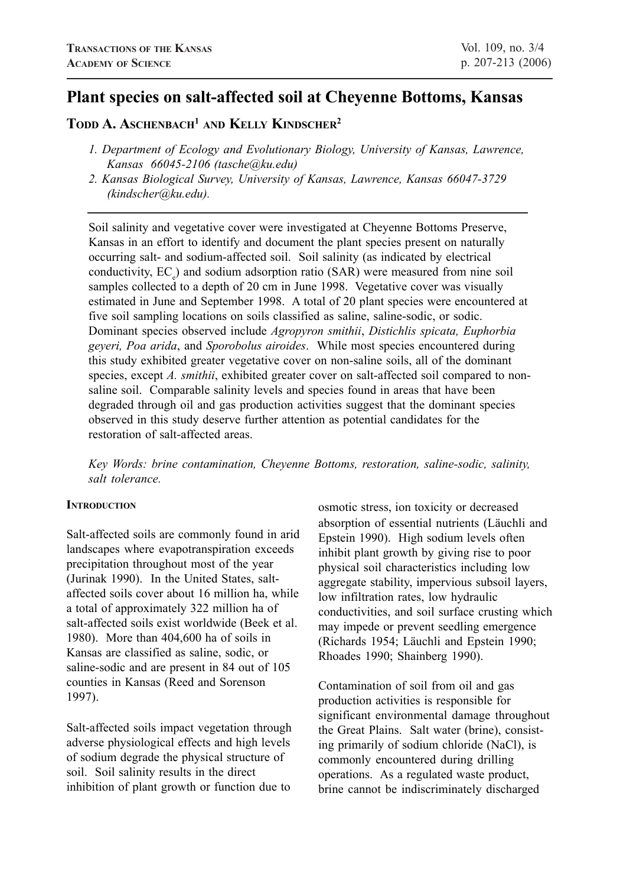# Plant species on salt-affected soil at Cheyenne Bottoms, Kansas

**Todd A. Aschenbach[1] and Kelly Kindscher[2]**

*1. Department of Ecology and Evolutionary Biology, University of Kansas, Lawrence, Kansas 66045-2106 (tasche@ku.edu)*

*2. Kansas Biological Survey, University of Kansas, Lawrence, Kansas 66047-3729 (kindscher@ku.edu).*

Soil salinity and vegetative cover were investigated at Cheyenne Bottoms Preserve, Kansas in an effort to identify and document the plant species present on naturally occurring salt- and sodium-affected soil. Soil salinity (as indicated by electrical conductivity, $EC_e$) and sodium adsorption ratio (SAR) were measured from nine soil samples collected to a depth of 20 cm in June 1998. Vegetative cover was visually estimated in June and September 1998. A total of 20 plant species were encountered at five soil sampling locations on soils classified as saline, saline-sodic, or sodic. Dominant species observed include *Agropyron smithii*, *Distichlis spicata, Euphorbia geyeri, Poa arida*, and *Sporobolus airoides*. While most species encountered during this study exhibited greater vegetative cover on non-saline soils, all of the dominant species, except *A. smithii*, exhibited greater cover on salt-affected soil compared to non-saline soil. Comparable salinity levels and species found in areas that have been degraded through oil and gas production activities suggest that the dominant species observed in this study deserve further attention as potential candidates for the restoration of salt-affected areas.

*Key Words: brine contamination, Cheyenne Bottoms, restoration, saline-sodic, salinity, salt tolerance.*

## Introduction

Salt-affected soils are commonly found in arid landscapes where evapotranspiration exceeds precipitation throughout most of the year (Jurinak 1990). In the United States, salt-affected soils cover about 16 million ha, while a total of approximately 322 million ha of salt-affected soils exist worldwide (Beek et al. 1980). More than 404,600 ha of soils in Kansas are classified as saline, sodic, or saline-sodic and are present in 84 out of 105 counties in Kansas (Reed and Sorenson 1997).

Salt-affected soils impact vegetation through adverse physiological effects and high levels of sodium degrade the physical structure of soil. Soil salinity results in the direct inhibition of plant growth or function due to osmotic stress, ion toxicity or decreased absorption of essential nutrients (Läuchli and Epstein 1990). High sodium levels often inhibit plant growth by giving rise to poor physical soil characteristics including low aggregate stability, impervious subsoil layers, low infiltration rates, low hydraulic conductivities, and soil surface crusting which may impede or prevent seedling emergence (Richards 1954; Läuchli and Epstein 1990; Rhoades 1990; Shainberg 1990).

Contamination of soil from oil and gas production activities is responsible for significant environmental damage throughout the Great Plains. Salt water (brine), consisting primarily of sodium chloride (NaCl), is commonly encountered during drilling operations. As a regulated waste product, brine cannot be indiscriminately discharged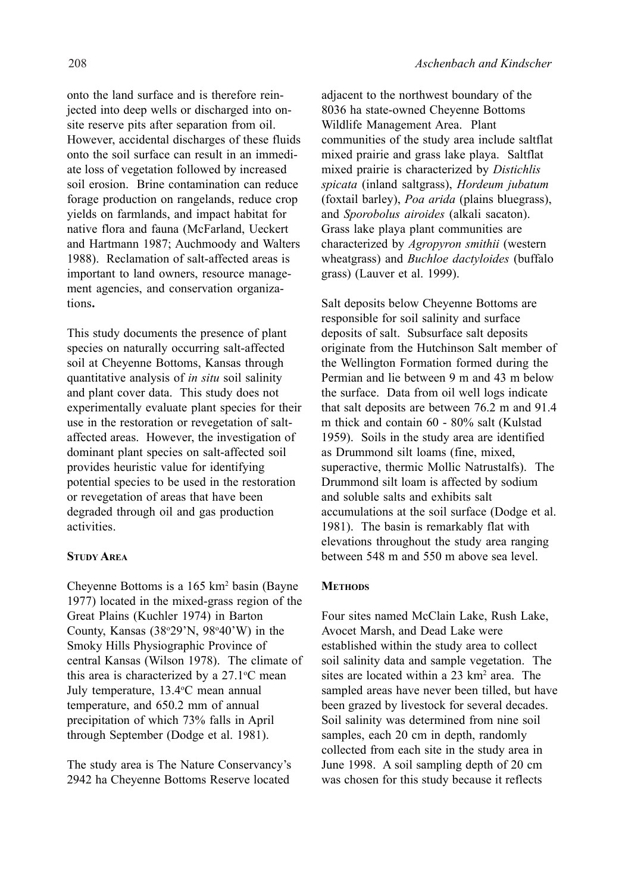onto the land surface and is therefore reinjected into deep wells or discharged into onsite reserve pits after separation from oil. However, accidental discharges of these fluids onto the soil surface can result in an immediate loss of vegetation followed by increased soil erosion. Brine contamination can reduce forage production on rangelands, reduce crop yields on farmlands, and impact habitat for native flora and fauna (McFarland, Ueckert and Hartmann 1987; Auchmoody and Walters 1988). Reclamation of salt-affected areas is important to land owners, resource management agencies, and conservation organizations**.**

This study documents the presence of plant species on naturally occurring salt-affected soil at Cheyenne Bottoms, Kansas through quantitative analysis of *in situ* soil salinity and plant cover data. This study does not experimentally evaluate plant species for their use in the restoration or revegetation of salt-affected areas. However, the investigation of dominant plant species on salt-affected soil provides heuristic value for identifying potential species to be used in the restoration or revegetation of areas that have been degraded through oil and gas production activities.

## Study Area

Cheyenne Bottoms is a 165 km$^2$ basin (Bayne 1977) located in the mixed-grass region of the Great Plains (Kuchler 1974) in Barton County, Kansas (38$^o$29'N, 98$^o$40'W) in the Smoky Hills Physiographic Province of central Kansas (Wilson 1978). The climate of this area is characterized by a 27.1$^o$C mean July temperature, 13.4$^o$C mean annual temperature, and 650.2 mm of annual precipitation of which 73% falls in April through September (Dodge et al. 1981).

The study area is The Nature Conservancy's 2942 ha Cheyenne Bottoms Reserve located adjacent to the northwest boundary of the 8036 ha state-owned Cheyenne Bottoms Wildlife Management Area. Plant communities of the study area include saltflat mixed prairie and grass lake playa. Saltflat mixed prairie is characterized by *Distichlis spicata* (inland saltgrass), *Hordeum jubatum* (foxtail barley), *Poa arida* (plains bluegrass), and *Sporobolus airoides* (alkali sacaton). Grass lake playa plant communities are characterized by *Agropyron smithii* (western wheatgrass) and *Buchloe dactyloides* (buffalo grass) (Lauver et al. 1999).

Salt deposits below Cheyenne Bottoms are responsible for soil salinity and surface deposits of salt. Subsurface salt deposits originate from the Hutchinson Salt member of the Wellington Formation formed during the Permian and lie between 9 m and 43 m below the surface. Data from oil well logs indicate that salt deposits are between 76.2 m and 91.4 m thick and contain 60 - 80% salt (Kulstad 1959). Soils in the study area are identified as Drummond silt loams (fine, mixed, superactive, thermic Mollic Natrustalfs). The Drummond silt loam is affected by sodium and soluble salts and exhibits salt accumulations at the soil surface (Dodge et al. 1981). The basin is remarkably flat with elevations throughout the study area ranging between 548 m and 550 m above sea level.

## Methods

Four sites named McClain Lake, Rush Lake, Avocet Marsh, and Dead Lake were established within the study area to collect soil salinity data and sample vegetation. The sites are located within a 23 km$^2$ area. The sampled areas have never been tilled, but have been grazed by livestock for several decades. Soil salinity was determined from nine soil samples, each 20 cm in depth, randomly collected from each site in the study area in June 1998. A soil sampling depth of 20 cm was chosen for this study because it reflects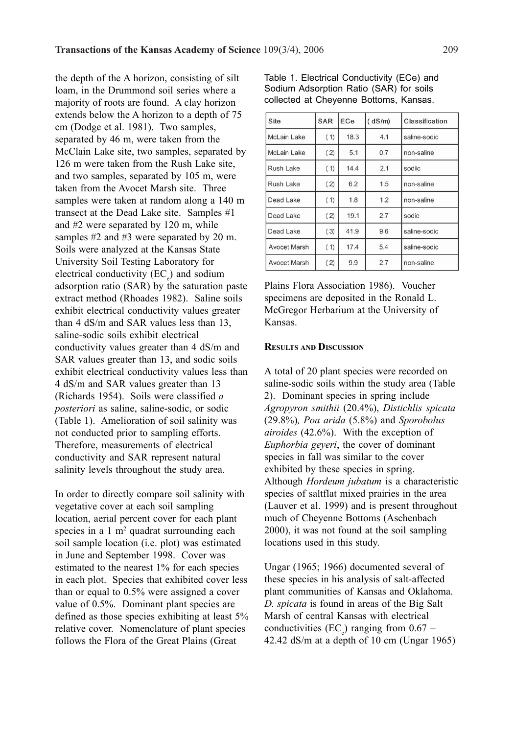the depth of the A horizon, consisting of silt loam, in the Drummond soil series where a majority of roots are found. A clay horizon extends below the A horizon to a depth of 75 cm (Dodge et al. 1981). Two samples, separated by 46 m, were taken from the McClain Lake site, two samples, separated by 126 m were taken from the Rush Lake site, and two samples, separated by 105 m, were taken from the Avocet Marsh site. Three samples were taken at random along a 140 m transect at the Dead Lake site. Samples #1 and #2 were separated by 120 m, while samples #2 and #3 were separated by 20 m. Soils were analyzed at the Kansas State University Soil Testing Laboratory for electrical conductivity ($EC_e$) and sodium adsorption ratio (SAR) by the saturation paste extract method (Rhoades 1982). Saline soils exhibit electrical conductivity values greater than 4 dS/m and SAR values less than 13, saline-sodic soils exhibit electrical conductivity values greater than 4 dS/m and SAR values greater than 13, and sodic soils exhibit electrical conductivity values less than 4 dS/m and SAR values greater than 13 (Richards 1954). Soils were classified *a posteriori* as saline, saline-sodic, or sodic (Table 1). Amelioration of soil salinity was not conducted prior to sampling efforts. Therefore, measurements of electrical conductivity and SAR represent natural salinity levels throughout the study area.

In order to directly compare soil salinity with vegetative cover at each soil sampling location, aerial percent cover for each plant species in a 1 $m^2$ quadrat surrounding each soil sample location (i.e. plot) was estimated in June and September 1998. Cover was estimated to the nearest 1% for each species in each plot. Species that exhibited cover less than or equal to 0.5% were assigned a cover value of 0.5%. Dominant plant species are defined as those species exhibiting at least 5% relative cover. Nomenclature of plant species follows the Flora of the Great Plains (Great Plains Flora Association 1986). Voucher specimens are deposited in the Ronald L. McGregor Herbarium at the University of Kansas.

Table 1. Electrical Conductivity (ECe) and Sodium Adsorption Ratio (SAR) for soils collected at Cheyenne Bottoms, Kansas.

| Site | SAR | ECe | ( dS/m) | Classification |
|---|---|---|---|---|
| McLain Lake | (1) | 18.3 | 4.1 | saline-sodic |
| McLain Lake | (2) | 5.1 | 0.7 | non-saline |
| Rush Lake | (1) | 14.4 | 2.1 | sodic |
| Rush Lake | (2) | 6.2 | 1.5 | non-saline |
| Dead Lake | (1) | 1.8 | 1.2 | non-saline |
| Dead Lake | (2) | 19.1 | 2.7 | sodic |
| Dead Lake | (3) | 41.9 | 9.6 | saline-sodic |
| Avocet Marsh | (1) | 17.4 | 5.4 | saline-sodic |
| Avocet Marsh | (2) | 9.9 | 2.7 | non-saline |

## Results and Discussion

A total of 20 plant species were recorded on saline-sodic soils within the study area (Table 2). Dominant species in spring include *Agropyron smithii* (20.4%), *Distichlis spicata* (29.8%), *Poa arida* (5.8%) and *Sporobolus airoides* (42.6%). With the exception of *Euphorbia geyeri*, the cover of dominant species in fall was similar to the cover exhibited by these species in spring. Although *Hordeum jubatum* is a characteristic species of saltflat mixed prairies in the area (Lauver et al. 1999) and is present throughout much of Cheyenne Bottoms (Aschenbach 2000), it was not found at the soil sampling locations used in this study.

Ungar (1965; 1966) documented several of these species in his analysis of salt-affected plant communities of Kansas and Oklahoma. *D. spicata* is found in areas of the Big Salt Marsh of central Kansas with electrical conductivities ($EC_e$) ranging from 0.67 – 42.42 dS/m at a depth of 10 cm (Ungar 1965)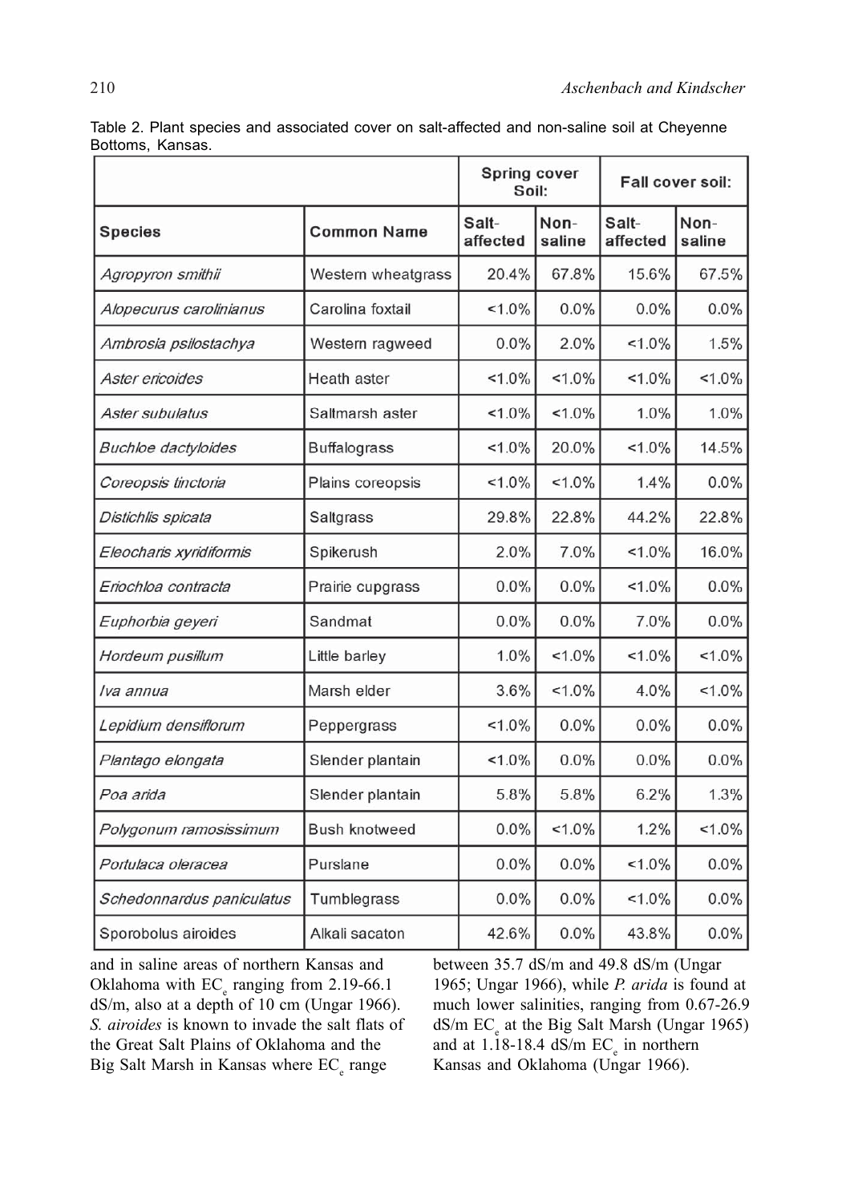Table 2. Plant species and associated cover on salt-affected and non-saline soil at Cheyenne Bottoms, Kansas.

| | | Spring cover Soil: | | Fall cover soil: | |
|---|---|---|---|---|---|
| **Species** | **Common Name** | **Salt-affected** | **Non-saline** | **Salt-affected** | **Non-saline** |
| *Agropyron smithii* | Western wheatgrass | 20.4% | 67.8% | 15.6% | 67.5% |
| *Alopecurus carolinianus* | Carolina foxtail | <1.0% | 0.0% | 0.0% | 0.0% |
| *Ambrosia psilostachya* | Western ragweed | 0.0% | 2.0% | <1.0% | 1.5% |
| *Aster ericoides* | Heath aster | <1.0% | <1.0% | <1.0% | <1.0% |
| *Aster subulatus* | Saltmarsh aster | <1.0% | <1.0% | 1.0% | 1.0% |
| *Buchloe dactyloides* | Buffalograss | <1.0% | 20.0% | <1.0% | 14.5% |
| *Coreopsis tinctoria* | Plains coreopsis | <1.0% | <1.0% | 1.4% | 0.0% |
| *Distichlis spicata* | Saltgrass | 29.8% | 22.8% | 44.2% | 22.8% |
| *Eleocharis xyridiformis* | Spikerush | 2.0% | 7.0% | <1.0% | 16.0% |
| *Eriochloa contracta* | Prairie cupgrass | 0.0% | 0.0% | <1.0% | 0.0% |
| *Euphorbia geyeri* | Sandmat | 0.0% | 0.0% | 7.0% | 0.0% |
| *Hordeum pusillum* | Little barley | 1.0% | <1.0% | <1.0% | <1.0% |
| *Iva annua* | Marsh elder | 3.6% | <1.0% | 4.0% | <1.0% |
| *Lepidium densiflorum* | Peppergrass | <1.0% | 0.0% | 0.0% | 0.0% |
| *Plantago elongata* | Slender plantain | <1.0% | 0.0% | 0.0% | 0.0% |
| *Poa arida* | Slender plantain | 5.8% | 5.8% | 6.2% | 1.3% |
| *Polygonum ramosissimum* | Bush knotweed | 0.0% | <1.0% | 1.2% | <1.0% |
| *Portulaca oleracea* | Purslane | 0.0% | 0.0% | <1.0% | 0.0% |
| *Schedonnardus paniculatus* | Tumblegrass | 0.0% | 0.0% | <1.0% | 0.0% |
| Sporobolus airoides | Alkali sacaton | 42.6% | 0.0% | 43.8% | 0.0% |

and in saline areas of northern Kansas and Oklahoma with $EC_e$ ranging from 2.19-66.1 dS/m, also at a depth of 10 cm (Ungar 1966). *S. airoides* is known to invade the salt flats of the Great Salt Plains of Oklahoma and the Big Salt Marsh in Kansas where $EC_e$ range between 35.7 dS/m and 49.8 dS/m (Ungar 1965; Ungar 1966), while *P. arida* is found at much lower salinities, ranging from 0.67-26.9 dS/m $EC_e$ at the Big Salt Marsh (Ungar 1965) and at 1.18-18.4 dS/m $EC_e$ in northern Kansas and Oklahoma (Ungar 1966).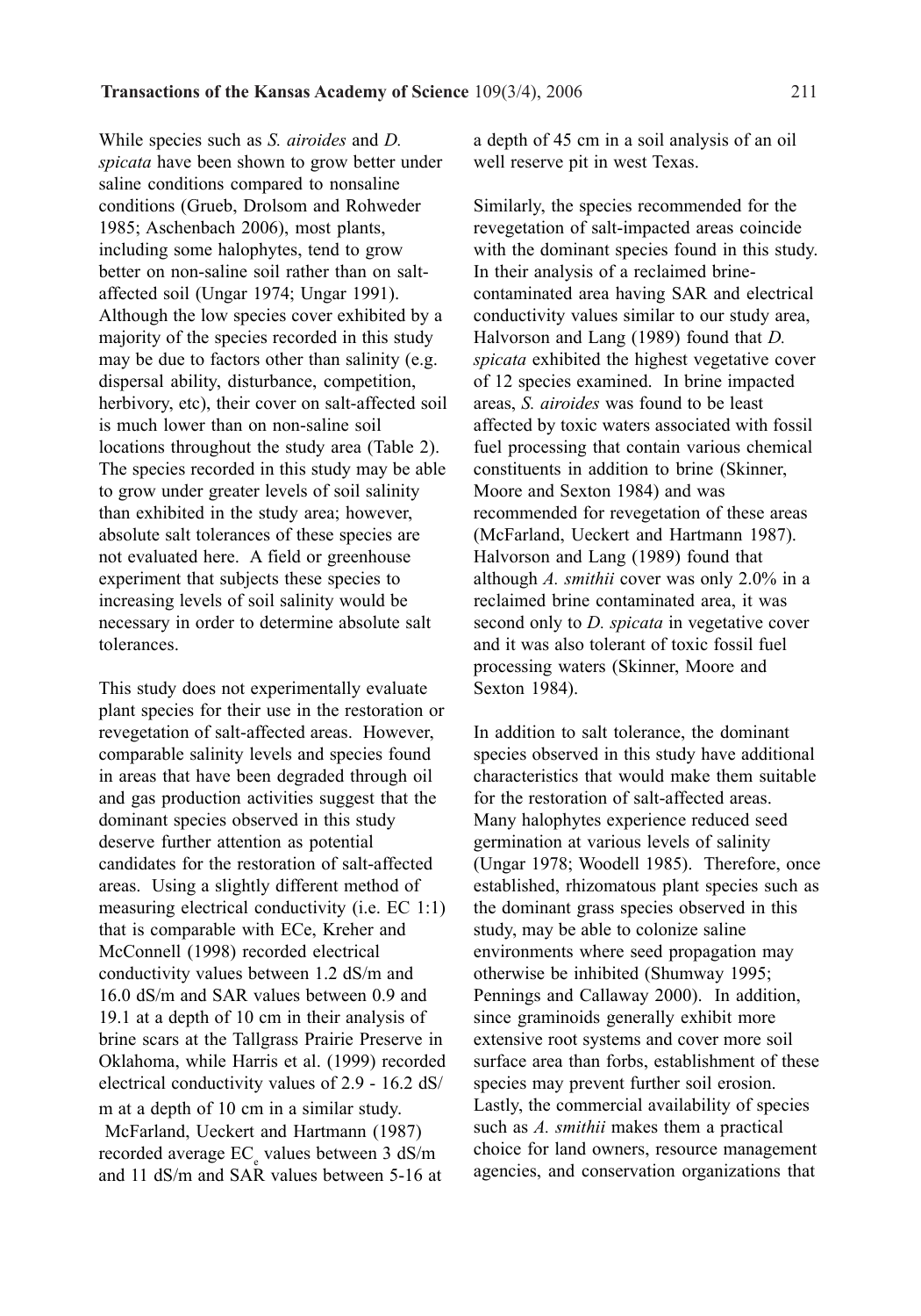While species such as *S. airoides* and *D. spicata* have been shown to grow better under saline conditions compared to nonsaline conditions (Grueb, Drolsom and Rohweder 1985; Aschenbach 2006), most plants, including some halophytes, tend to grow better on non-saline soil rather than on salt-affected soil (Ungar 1974; Ungar 1991). Although the low species cover exhibited by a majority of the species recorded in this study may be due to factors other than salinity (e.g. dispersal ability, disturbance, competition, herbivory, etc), their cover on salt-affected soil is much lower than on non-saline soil locations throughout the study area (Table 2). The species recorded in this study may be able to grow under greater levels of soil salinity than exhibited in the study area; however, absolute salt tolerances of these species are not evaluated here. A field or greenhouse experiment that subjects these species to increasing levels of soil salinity would be necessary in order to determine absolute salt tolerances.

This study does not experimentally evaluate plant species for their use in the restoration or revegetation of salt-affected areas. However, comparable salinity levels and species found in areas that have been degraded through oil and gas production activities suggest that the dominant species observed in this study deserve further attention as potential candidates for the restoration of salt-affected areas. Using a slightly different method of measuring electrical conductivity (i.e. EC 1:1) that is comparable with ECe, Kreher and McConnell (1998) recorded electrical conductivity values between 1.2 dS/m and 16.0 dS/m and SAR values between 0.9 and 19.1 at a depth of 10 cm in their analysis of brine scars at the Tallgrass Prairie Preserve in Oklahoma, while Harris et al. (1999) recorded electrical conductivity values of 2.9 - 16.2 dS/m at a depth of 10 cm in a similar study. McFarland, Ueckert and Hartmann (1987) recorded average $EC_e$ values between 3 dS/m and 11 dS/m and SAR values between 5-16 at a depth of 45 cm in a soil analysis of an oil well reserve pit in west Texas.

Similarly, the species recommended for the revegetation of salt-impacted areas coincide with the dominant species found in this study. In their analysis of a reclaimed brine-contaminated area having SAR and electrical conductivity values similar to our study area, Halvorson and Lang (1989) found that *D. spicata* exhibited the highest vegetative cover of 12 species examined. In brine impacted areas, *S. airoides* was found to be least affected by toxic waters associated with fossil fuel processing that contain various chemical constituents in addition to brine (Skinner, Moore and Sexton 1984) and was recommended for revegetation of these areas (McFarland, Ueckert and Hartmann 1987). Halvorson and Lang (1989) found that although *A. smithii* cover was only 2.0% in a reclaimed brine contaminated area, it was second only to *D. spicata* in vegetative cover and it was also tolerant of toxic fossil fuel processing waters (Skinner, Moore and Sexton 1984).

In addition to salt tolerance, the dominant species observed in this study have additional characteristics that would make them suitable for the restoration of salt-affected areas. Many halophytes experience reduced seed germination at various levels of salinity (Ungar 1978; Woodell 1985). Therefore, once established, rhizomatous plant species such as the dominant grass species observed in this study, may be able to colonize saline environments where seed propagation may otherwise be inhibited (Shumway 1995; Pennings and Callaway 2000). In addition, since graminoids generally exhibit more extensive root systems and cover more soil surface area than forbs, establishment of these species may prevent further soil erosion. Lastly, the commercial availability of species such as *A. smithii* makes them a practical choice for land owners, resource management agencies, and conservation organizations that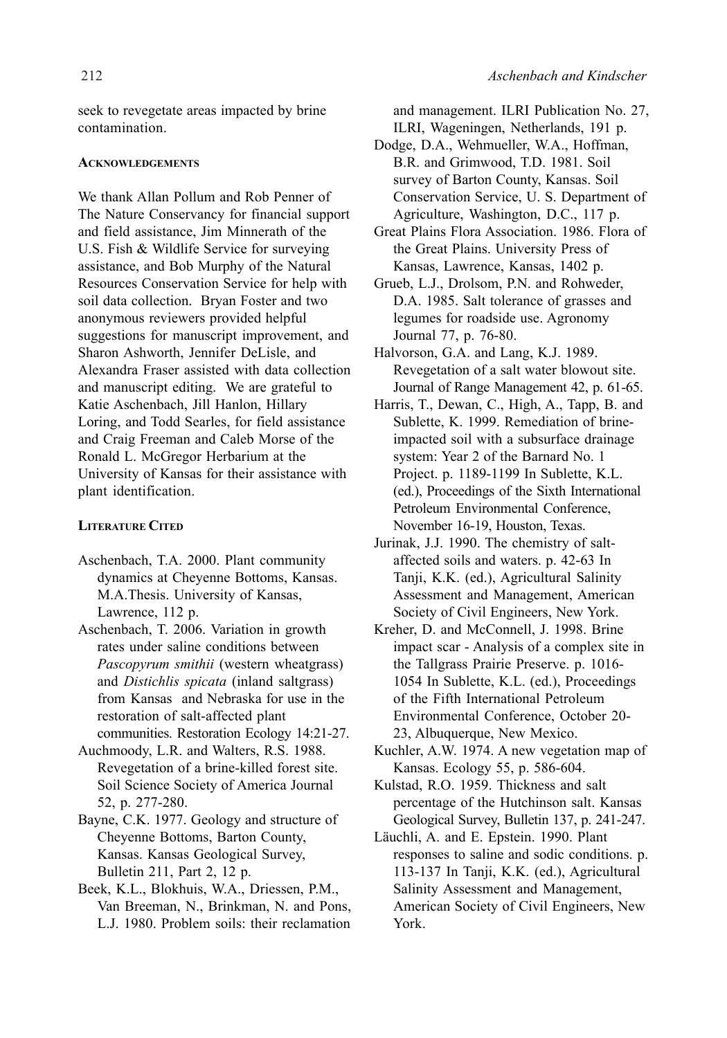seek to revegetate areas impacted by brine contamination.

#### Acknowledgements

We thank Allan Pollum and Rob Penner of The Nature Conservancy for financial support and field assistance, Jim Minnerath of the U.S. Fish & Wildlife Service for surveying assistance, and Bob Murphy of the Natural Resources Conservation Service for help with soil data collection. Bryan Foster and two anonymous reviewers provided helpful suggestions for manuscript improvement, and Sharon Ashworth, Jennifer DeLisle, and Alexandra Fraser assisted with data collection and manuscript editing. We are grateful to Katie Aschenbach, Jill Hanlon, Hillary Loring, and Todd Searles, for field assistance and Craig Freeman and Caleb Morse of the Ronald L. McGregor Herbarium at the University of Kansas for their assistance with plant identification.

#### Literature Cited

Aschenbach, T.A. 2000. Plant community dynamics at Cheyenne Bottoms, Kansas. M.A.Thesis. University of Kansas, Lawrence, 112 p.

Aschenbach, T. 2006. Variation in growth rates under saline conditions between *Pascopyrum smithii* (western wheatgrass) and *Distichlis spicata* (inland saltgrass) from Kansas and Nebraska for use in the restoration of salt-affected plant communities. Restoration Ecology 14:21-27.

Auchmoody, L.R. and Walters, R.S. 1988. Revegetation of a brine-killed forest site. Soil Science Society of America Journal 52, p. 277-280.

Bayne, C.K. 1977. Geology and structure of Cheyenne Bottoms, Barton County, Kansas. Kansas Geological Survey, Bulletin 211, Part 2, 12 p.

Beek, K.L., Blokhuis, W.A., Driessen, P.M., Van Breeman, N., Brinkman, N. and Pons, L.J. 1980. Problem soils: their reclamation and management. ILRI Publication No. 27, ILRI, Wageningen, Netherlands, 191 p.

Dodge, D.A., Wehmueller, W.A., Hoffman, B.R. and Grimwood, T.D. 1981. Soil survey of Barton County, Kansas. Soil Conservation Service, U. S. Department of Agriculture, Washington, D.C., 117 p.

Great Plains Flora Association. 1986. Flora of the Great Plains. University Press of Kansas, Lawrence, Kansas, 1402 p.

Grueb, L.J., Drolsom, P.N. and Rohweder, D.A. 1985. Salt tolerance of grasses and legumes for roadside use. Agronomy Journal 77, p. 76-80.

Halvorson, G.A. and Lang, K.J. 1989. Revegetation of a salt water blowout site. Journal of Range Management 42, p. 61-65.

Harris, T., Dewan, C., High, A., Tapp, B. and Sublette, K. 1999. Remediation of brine-impacted soil with a subsurface drainage system: Year 2 of the Barnard No. 1 Project. p. 1189-1199 In Sublette, K.L. (ed.), Proceedings of the Sixth International Petroleum Environmental Conference, November 16-19, Houston, Texas.

Jurinak, J.J. 1990. The chemistry of salt-affected soils and waters. p. 42-63 In Tanji, K.K. (ed.), Agricultural Salinity Assessment and Management, American Society of Civil Engineers, New York.

Kreher, D. and McConnell, J. 1998. Brine impact scar - Analysis of a complex site in the Tallgrass Prairie Preserve. p. 1016-1054 In Sublette, K.L. (ed.), Proceedings of the Fifth International Petroleum Environmental Conference, October 20-23, Albuquerque, New Mexico.

Kuchler, A.W. 1974. A new vegetation map of Kansas. Ecology 55, p. 586-604.

Kulstad, R.O. 1959. Thickness and salt percentage of the Hutchinson salt. Kansas Geological Survey, Bulletin 137, p. 241-247.

Läuchli, A. and E. Epstein. 1990. Plant responses to saline and sodic conditions. p. 113-137 In Tanji, K.K. (ed.), Agricultural Salinity Assessment and Management, American Society of Civil Engineers, New York.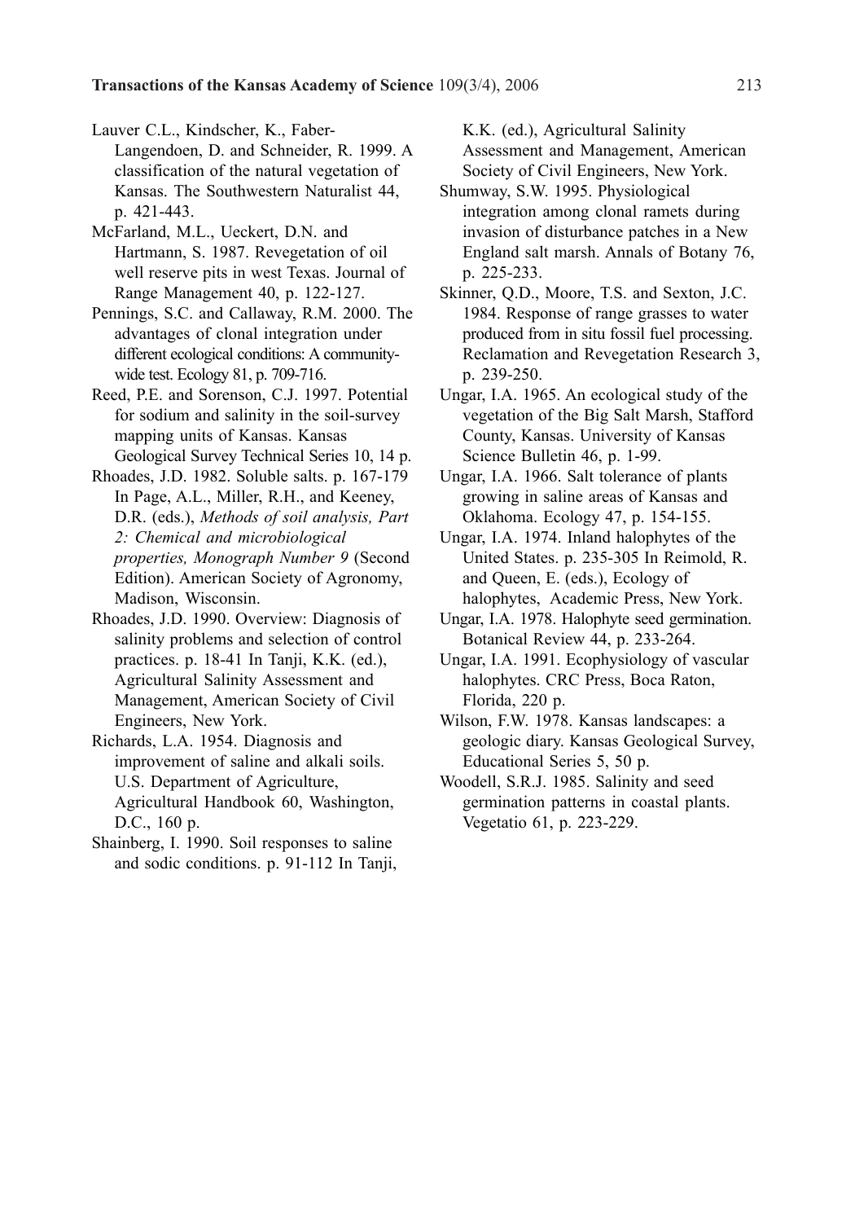Lauver C.L., Kindscher, K., Faber-Langendoen, D. and Schneider, R. 1999. A classification of the natural vegetation of Kansas. The Southwestern Naturalist 44, p. 421-443.

McFarland, M.L., Ueckert, D.N. and Hartmann, S. 1987. Revegetation of oil well reserve pits in west Texas. Journal of Range Management 40, p. 122-127.

Pennings, S.C. and Callaway, R.M. 2000. The advantages of clonal integration under different ecological conditions: A community-wide test. Ecology 81, p. 709-716.

Reed, P.E. and Sorenson, C.J. 1997. Potential for sodium and salinity in the soil-survey mapping units of Kansas. Kansas Geological Survey Technical Series 10, 14 p.

Rhoades, J.D. 1982. Soluble salts. p. 167-179 In Page, A.L., Miller, R.H., and Keeney, D.R. (eds.), *Methods of soil analysis, Part 2: Chemical and microbiological properties, Monograph Number 9* (Second Edition). American Society of Agronomy, Madison, Wisconsin.

Rhoades, J.D. 1990. Overview: Diagnosis of salinity problems and selection of control practices. p. 18-41 In Tanji, K.K. (ed.), Agricultural Salinity Assessment and Management, American Society of Civil Engineers, New York.

Richards, L.A. 1954. Diagnosis and improvement of saline and alkali soils. U.S. Department of Agriculture, Agricultural Handbook 60, Washington, D.C., 160 p.

Shainberg, I. 1990. Soil responses to saline and sodic conditions. p. 91-112 In Tanji, K.K. (ed.), Agricultural Salinity Assessment and Management, American Society of Civil Engineers, New York.

Shumway, S.W. 1995. Physiological integration among clonal ramets during invasion of disturbance patches in a New England salt marsh. Annals of Botany 76, p. 225-233.

Skinner, Q.D., Moore, T.S. and Sexton, J.C. 1984. Response of range grasses to water produced from in situ fossil fuel processing. Reclamation and Revegetation Research 3, p. 239-250.

Ungar, I.A. 1965. An ecological study of the vegetation of the Big Salt Marsh, Stafford County, Kansas. University of Kansas Science Bulletin 46, p. 1-99.

Ungar, I.A. 1966. Salt tolerance of plants growing in saline areas of Kansas and Oklahoma. Ecology 47, p. 154-155.

Ungar, I.A. 1974. Inland halophytes of the United States. p. 235-305 In Reimold, R. and Queen, E. (eds.), Ecology of halophytes, Academic Press, New York.

Ungar, I.A. 1978. Halophyte seed germination. Botanical Review 44, p. 233-264.

Ungar, I.A. 1991. Ecophysiology of vascular halophytes. CRC Press, Boca Raton, Florida, 220 p.

Wilson, F.W. 1978. Kansas landscapes: a geologic diary. Kansas Geological Survey, Educational Series 5, 50 p.

Woodell, S.R.J. 1985. Salinity and seed germination patterns in coastal plants. Vegetatio 61, p. 223-229.